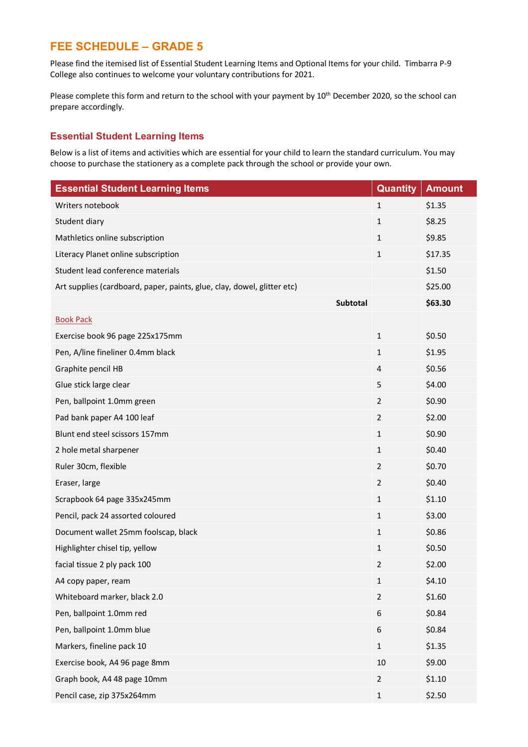## FEE SCHEDULE – GRADE 5

Please find the itemised list of Essential Student Learning Items and Optional Items for your child. Timbarra P-9 College also continues to welcome your voluntary contributions for 2021.

Please complete this form and return to the school with your payment by 10th December 2020, so the school can prepare accordingly.

### Essential Student Learning Items

Below is a list of items and activities which are essential for your child to learn the standard curriculum. You may choose to purchase the stationery as a complete pack through the school or provide your own.

| Essential Student Learning Items | Quantity | Amount |
|---|---|---|
| Writers notebook | 1 | $1.35 |
| Student diary | 1 | $8.25 |
| Mathletics online subscription | 1 | $9.85 |
| Literacy Planet online subscription | 1 | $17.35 |
| Student lead conference materials | | $1.50 |
| Art supplies (cardboard, paper, paints, glue, clay, dowel, glitter etc) | | $25.00 |
| **Subtotal** | | **$63.30** |
| Book Pack | | |
| Exercise book 96 page 225x175mm | 1 | $0.50 |
| Pen, A/line fineliner 0.4mm black | 1 | $1.95 |
| Graphite pencil HB | 4 | $0.56 |
| Glue stick large clear | 5 | $4.00 |
| Pen, ballpoint 1.0mm green | 2 | $0.90 |
| Pad bank paper A4 100 leaf | 2 | $2.00 |
| Blunt end steel scissors 157mm | 1 | $0.90 |
| 2 hole metal sharpener | 1 | $0.40 |
| Ruler 30cm, flexible | 2 | $0.70 |
| Eraser, large | 2 | $0.40 |
| Scrapbook 64 page 335x245mm | 1 | $1.10 |
| Pencil, pack 24 assorted coloured | 1 | $3.00 |
| Document wallet 25mm foolscap, black | 1 | $0.86 |
| Highlighter chisel tip, yellow | 1 | $0.50 |
| facial tissue 2 ply pack 100 | 2 | $2.00 |
| A4 copy paper, ream | 1 | $4.10 |
| Whiteboard marker, black 2.0 | 2 | $1.60 |
| Pen, ballpoint 1.0mm red | 6 | $0.84 |
| Pen, ballpoint 1.0mm blue | 6 | $0.84 |
| Markers, fineline pack 10 | 1 | $1.35 |
| Exercise book, A4 96 page 8mm | 10 | $9.00 |
| Graph book, A4 48 page 10mm | 2 | $1.10 |
| Pencil case, zip 375x264mm | 1 | $2.50 |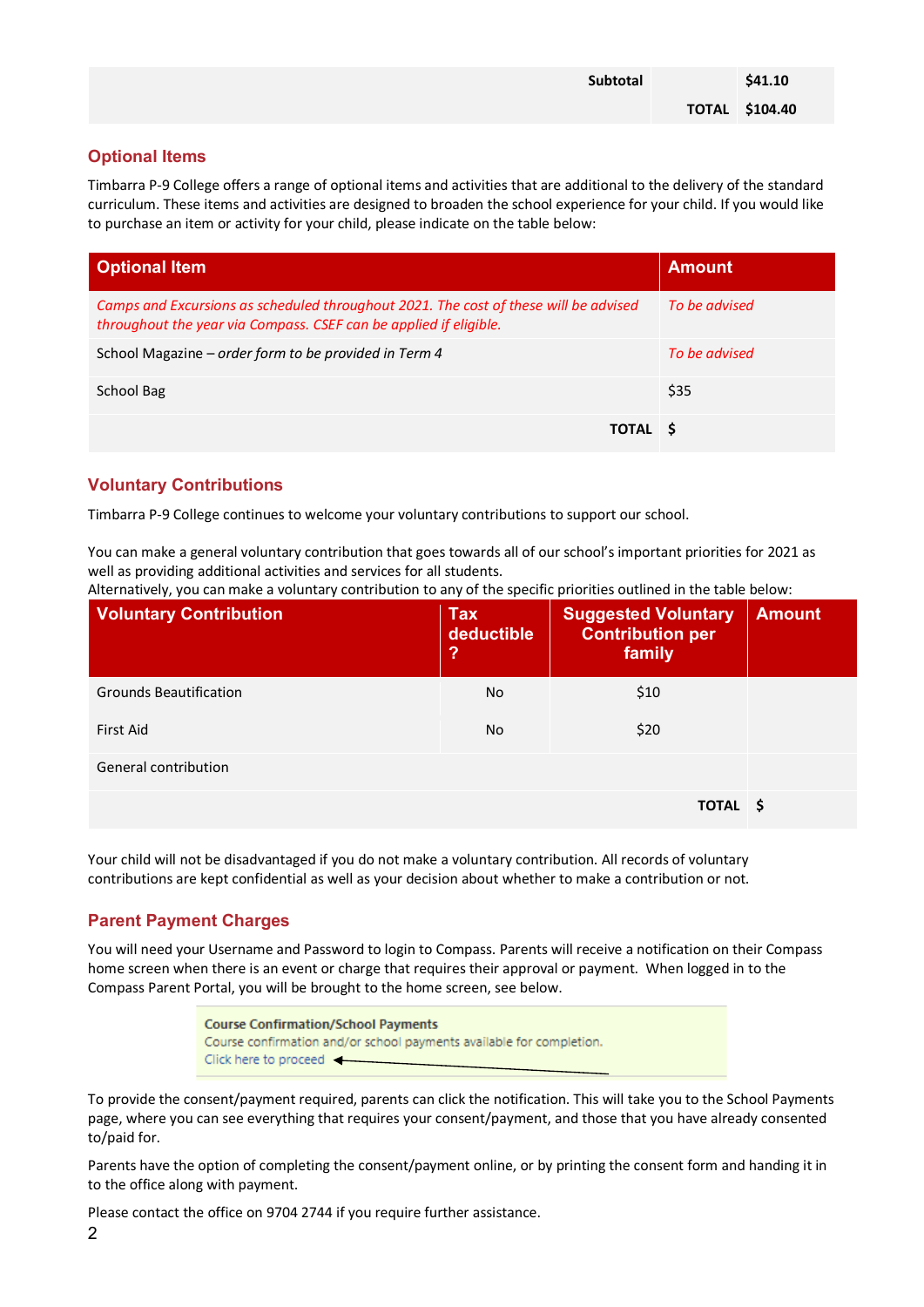| | | |
|---|---|---|
| Subtotal | | $41.10 |
| | TOTAL | $104.40 |

## Optional Items

Timbarra P-9 College offers a range of optional items and activities that are additional to the delivery of the standard curriculum. These items and activities are designed to broaden the school experience for your child. If you would like to purchase an item or activity for your child, please indicate on the table below:

| Optional Item | Amount |
|---|---|
| *Camps and Excursions as scheduled throughout 2021. The cost of these will be advised throughout the year via Compass. CSEF can be applied if eligible.* | *To be advised* |
| School Magazine – *order form to be provided in Term 4* | *To be advised* |
| School Bag | $35 |
| **TOTAL** | **$** |

## Voluntary Contributions

Timbarra P-9 College continues to welcome your voluntary contributions to support our school.

You can make a general voluntary contribution that goes towards all of our school's important priorities for 2021 as well as providing additional activities and services for all students.
Alternatively, you can make a voluntary contribution to any of the specific priorities outlined in the table below:

| Voluntary Contribution | Tax deductible ? | Suggested Voluntary Contribution per family | Amount |
|---|---|---|---|
| Grounds Beautification | No | $10 | |
| First Aid | No | $20 | |
| General contribution | | | |
| | | **TOTAL** | **$** |

Your child will not be disadvantaged if you do not make a voluntary contribution. All records of voluntary contributions are kept confidential as well as your decision about whether to make a contribution or not.

## Parent Payment Charges

You will need your Username and Password to login to Compass. Parents will receive a notification on their Compass home screen when there is an event or charge that requires their approval or payment. When logged in to the Compass Parent Portal, you will be brought to the home screen, see below.

**Course Confirmation/School Payments**
Course confirmation and/or school payments available for completion.
Click here to proceed

To provide the consent/payment required, parents can click the notification. This will take you to the School Payments page, where you can see everything that requires your consent/payment, and those that you have already consented to/paid for.

Parents have the option of completing the consent/payment online, or by printing the consent form and handing it in to the office along with payment.

Please contact the office on 9704 2744 if you require further assistance.